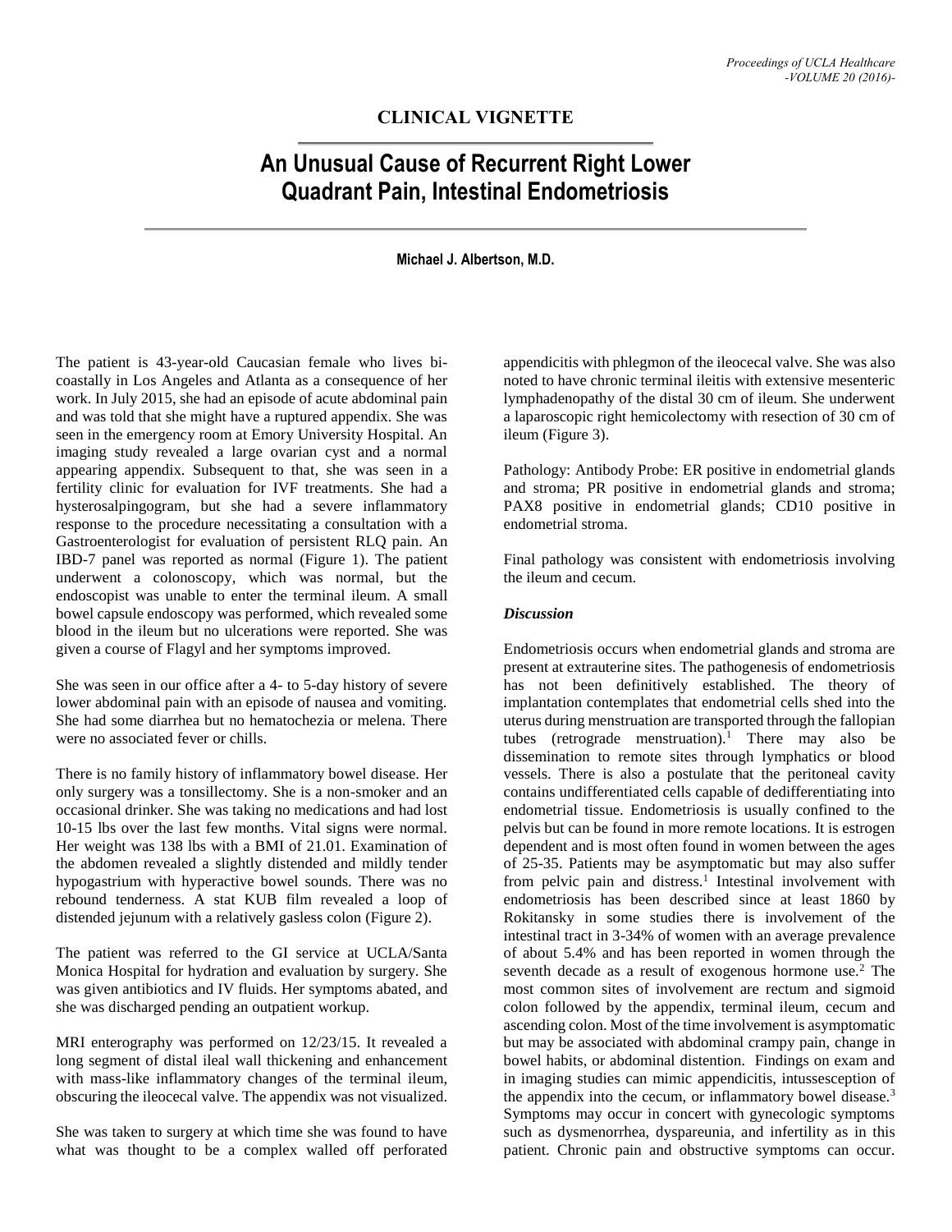## CLINICAL VIGNETTE

# An Unusual Cause of Recurrent Right Lower Quadrant Pain, Intestinal Endometriosis

**Michael J. Albertson, M.D.**

The patient is 43-year-old Caucasian female who lives bi-coastally in Los Angeles and Atlanta as a consequence of her work. In July 2015, she had an episode of acute abdominal pain and was told that she might have a ruptured appendix. She was seen in the emergency room at Emory University Hospital. An imaging study revealed a large ovarian cyst and a normal appearing appendix. Subsequent to that, she was seen in a fertility clinic for evaluation for IVF treatments. She had a hysterosalpingogram, but she had a severe inflammatory response to the procedure necessitating a consultation with a Gastroenterologist for evaluation of persistent RLQ pain. An IBD-7 panel was reported as normal (Figure 1). The patient underwent a colonoscopy, which was normal, but the endoscopist was unable to enter the terminal ileum. A small bowel capsule endoscopy was performed, which revealed some blood in the ileum but no ulcerations were reported. She was given a course of Flagyl and her symptoms improved.

She was seen in our office after a 4- to 5-day history of severe lower abdominal pain with an episode of nausea and vomiting. She had some diarrhea but no hematochezia or melena. There were no associated fever or chills.

There is no family history of inflammatory bowel disease. Her only surgery was a tonsillectomy. She is a non-smoker and an occasional drinker. She was taking no medications and had lost 10-15 lbs over the last few months. Vital signs were normal. Her weight was 138 lbs with a BMI of 21.01. Examination of the abdomen revealed a slightly distended and mildly tender hypogastrium with hyperactive bowel sounds. There was no rebound tenderness. A stat KUB film revealed a loop of distended jejunum with a relatively gasless colon (Figure 2).

The patient was referred to the GI service at UCLA/Santa Monica Hospital for hydration and evaluation by surgery. She was given antibiotics and IV fluids. Her symptoms abated, and she was discharged pending an outpatient workup.

MRI enterography was performed on 12/23/15. It revealed a long segment of distal ileal wall thickening and enhancement with mass-like inflammatory changes of the terminal ileum, obscuring the ileocecal valve. The appendix was not visualized.

She was taken to surgery at which time she was found to have what was thought to be a complex walled off perforated appendicitis with phlegmon of the ileocecal valve. She was also noted to have chronic terminal ileitis with extensive mesenteric lymphadenopathy of the distal 30 cm of ileum. She underwent a laparoscopic right hemicolectomy with resection of 30 cm of ileum (Figure 3).

Pathology: Antibody Probe: ER positive in endometrial glands and stroma; PR positive in endometrial glands and stroma; PAX8 positive in endometrial glands; CD10 positive in endometrial stroma.

Final pathology was consistent with endometriosis involving the ileum and cecum.

### *Discussion*

Endometriosis occurs when endometrial glands and stroma are present at extrauterine sites. The pathogenesis of endometriosis has not been definitively established. The theory of implantation contemplates that endometrial cells shed into the uterus during menstruation are transported through the fallopian tubes (retrograde menstruation).[1] There may also be dissemination to remote sites through lymphatics or blood vessels. There is also a postulate that the peritoneal cavity contains undifferentiated cells capable of dedifferentiating into endometrial tissue. Endometriosis is usually confined to the pelvis but can be found in more remote locations. It is estrogen dependent and is most often found in women between the ages of 25-35. Patients may be asymptomatic but may also suffer from pelvic pain and distress.[1] Intestinal involvement with endometriosis has been described since at least 1860 by Rokitansky in some studies there is involvement of the intestinal tract in 3-34% of women with an average prevalence of about 5.4% and has been reported in women through the seventh decade as a result of exogenous hormone use.[2] The most common sites of involvement are rectum and sigmoid colon followed by the appendix, terminal ileum, cecum and ascending colon. Most of the time involvement is asymptomatic but may be associated with abdominal crampy pain, change in bowel habits, or abdominal distention. Findings on exam and in imaging studies can mimic appendicitis, intussesception of the appendix into the cecum, or inflammatory bowel disease.[3] Symptoms may occur in concert with gynecologic symptoms such as dysmenorrhea, dyspareunia, and infertility as in this patient. Chronic pain and obstructive symptoms can occur.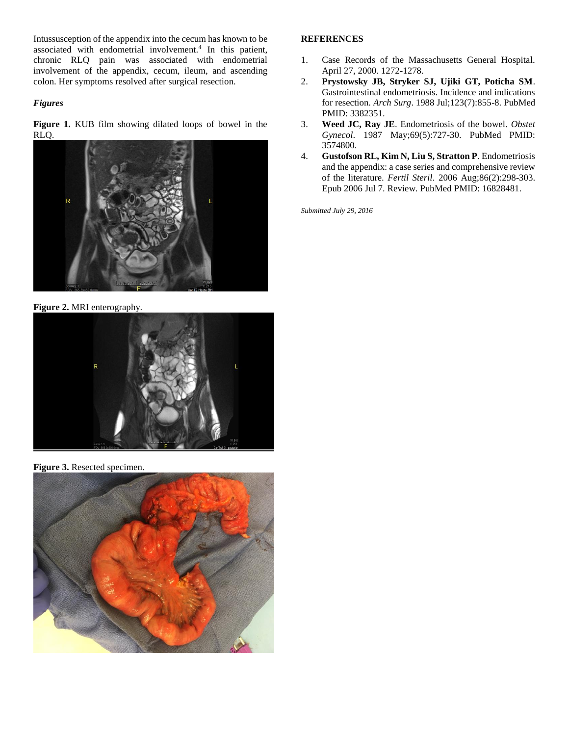Intussusception of the appendix into the cecum has known to be associated with endometrial involvement.[4] In this patient, chronic RLQ pain was associated with endometrial involvement of the appendix, cecum, ileum, and ascending colon. Her symptoms resolved after surgical resection.

### *Figures*

**Figure 1.** KUB film showing dilated loops of bowel in the RLQ.

**Figure 2.** MRI enterography.

**Figure 3.** Resected specimen.

## REFERENCES

1. Case Records of the Massachusetts General Hospital. April 27, 2000. 1272-1278.
2. **Prystowsky JB, Stryker SJ, Ujiki GT, Poticha SM**. Gastrointestinal endometriosis. Incidence and indications for resection. *Arch Surg*. 1988 Jul;123(7):855-8. PubMed PMID: 3382351.
3. **Weed JC, Ray JE**. Endometriosis of the bowel. *Obstet Gynecol*. 1987 May;69(5):727-30. PubMed PMID: 3574800.
4. **Gustofson RL, Kim N, Liu S, Stratton P**. Endometriosis and the appendix: a case series and comprehensive review of the literature. *Fertil Steril*. 2006 Aug;86(2):298-303. Epub 2006 Jul 7. Review. PubMed PMID: 16828481.

*Submitted July 29, 2016*